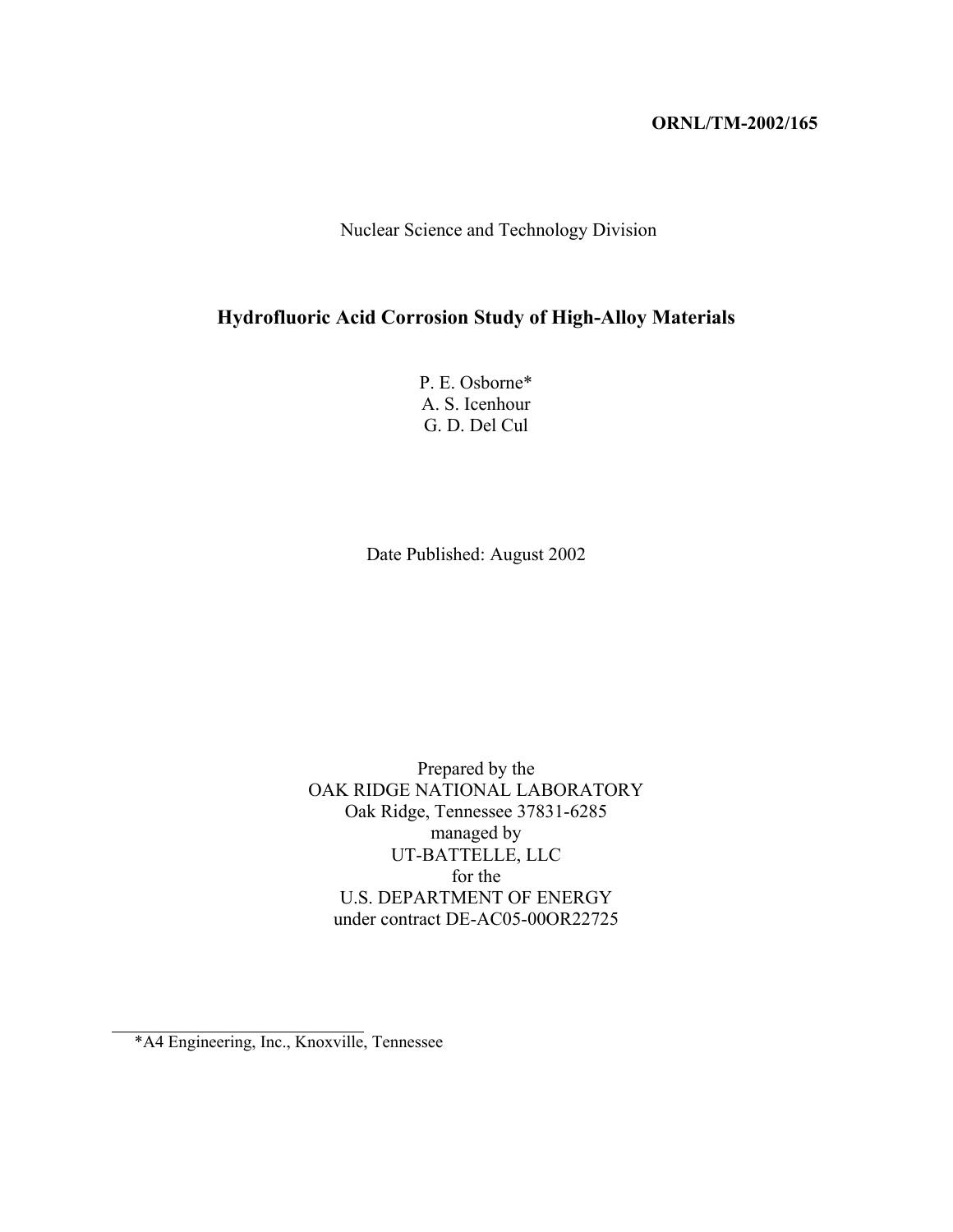**ORNL/TM-2002/165**

Nuclear Science and Technology Division

# Hydrofluoric Acid Corrosion Study of High-Alloy Materials

P. E. Osborne*
A. S. Icenhour
G. D. Del Cul

Date Published: August 2002

Prepared by the
OAK RIDGE NATIONAL LABORATORY
Oak Ridge, Tennessee 37831-6285
managed by
UT-BATTELLE, LLC
for the
U.S. DEPARTMENT OF ENERGY
under contract DE-AC05-00OR22725

---

*A4 Engineering, Inc., Knoxville, Tennessee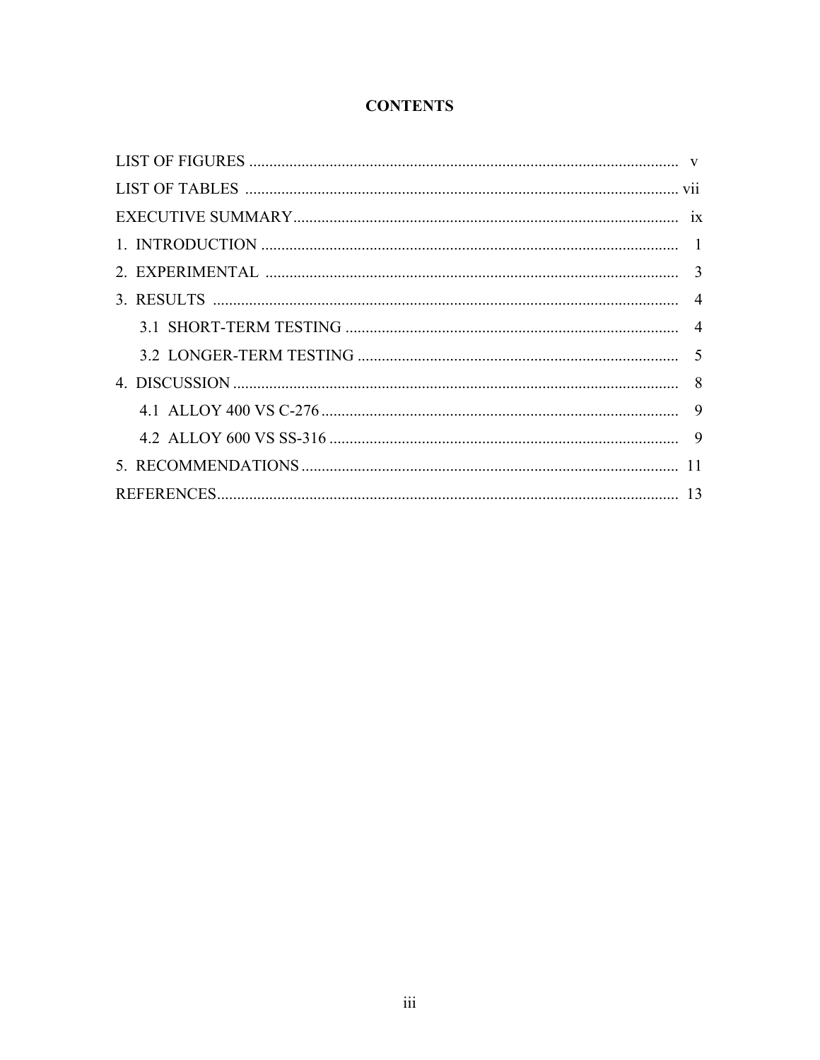# CONTENTS

LIST OF FIGURES ........................................................................................................ v

LIST OF TABLES ......................................................................................................... vii

EXECUTIVE SUMMARY .............................................................................................. ix

1. INTRODUCTION ...................................................................................................... 1

2. EXPERIMENTAL ...................................................................................................... 3

3. RESULTS .................................................................................................................. 4

    3.1 SHORT-TERM TESTING ................................................................................... 4

    3.2 LONGER-TERM TESTING ................................................................................ 5

4. DISCUSSION ............................................................................................................. 8

    4.1 ALLOY 400 VS C-276 ......................................................................................... 9

    4.2 ALLOY 600 VS SS-316 ....................................................................................... 9

5. RECOMMENDATIONS ............................................................................................. 11

REFERENCES ................................................................................................................ 13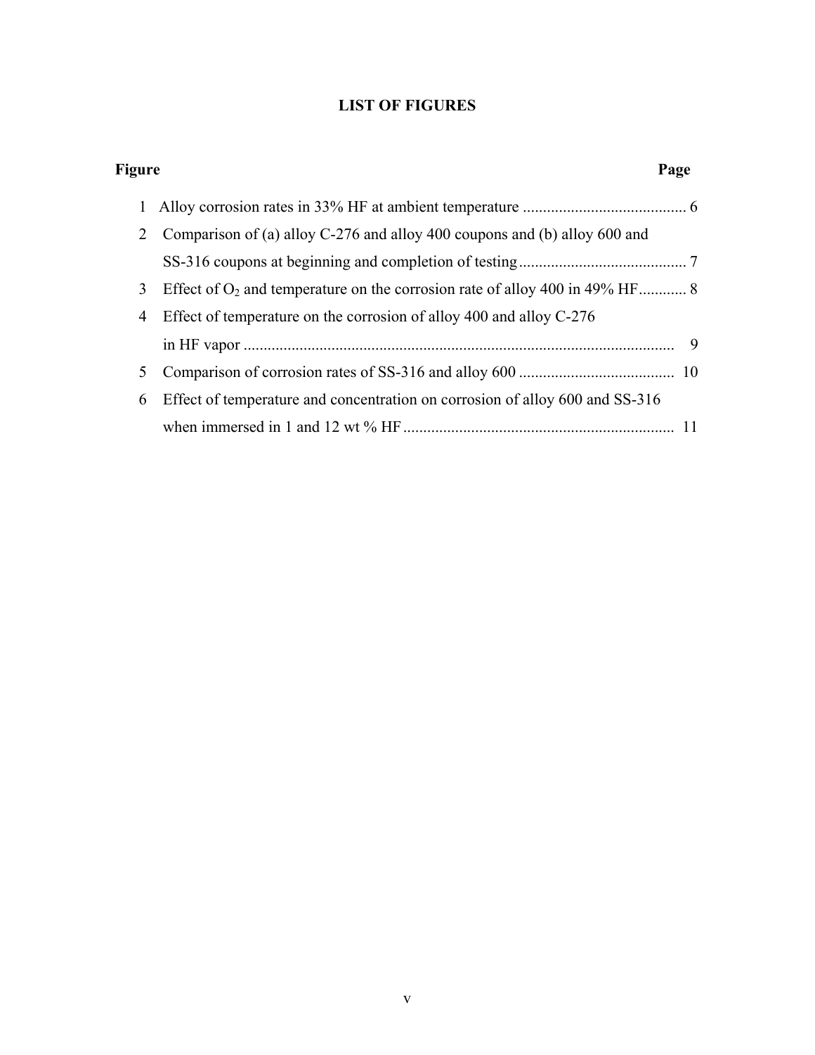# LIST OF FIGURES

| Figure | | Page |
|---|---|---|
| 1 | Alloy corrosion rates in 33% HF at ambient temperature | 6 |
| 2 | Comparison of (a) alloy C-276 and alloy 400 coupons and (b) alloy 600 and SS-316 coupons at beginning and completion of testing | 7 |
| 3 | Effect of $O_2$ and temperature on the corrosion rate of alloy 400 in 49% HF | 8 |
| 4 | Effect of temperature on the corrosion of alloy 400 and alloy C-276 in HF vapor | 9 |
| 5 | Comparison of corrosion rates of SS-316 and alloy 600 | 10 |
| 6 | Effect of temperature and concentration on corrosion of alloy 600 and SS-316 when immersed in 1 and 12 wt % HF | 11 |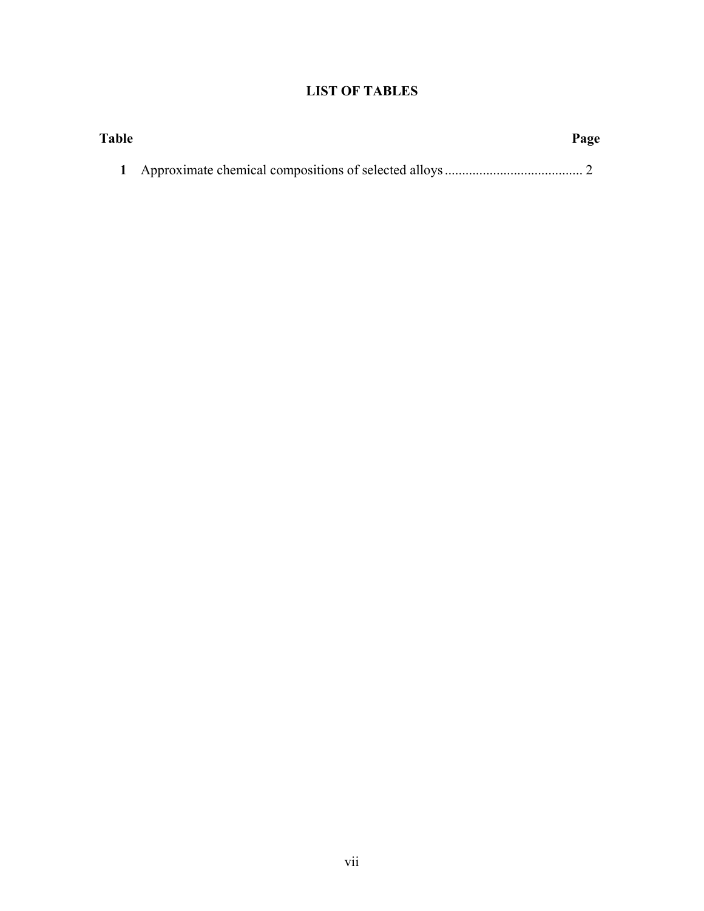# LIST OF TABLES

| Table | | Page |
|---|---|---|
| 1 | Approximate chemical compositions of selected alloys | 2 |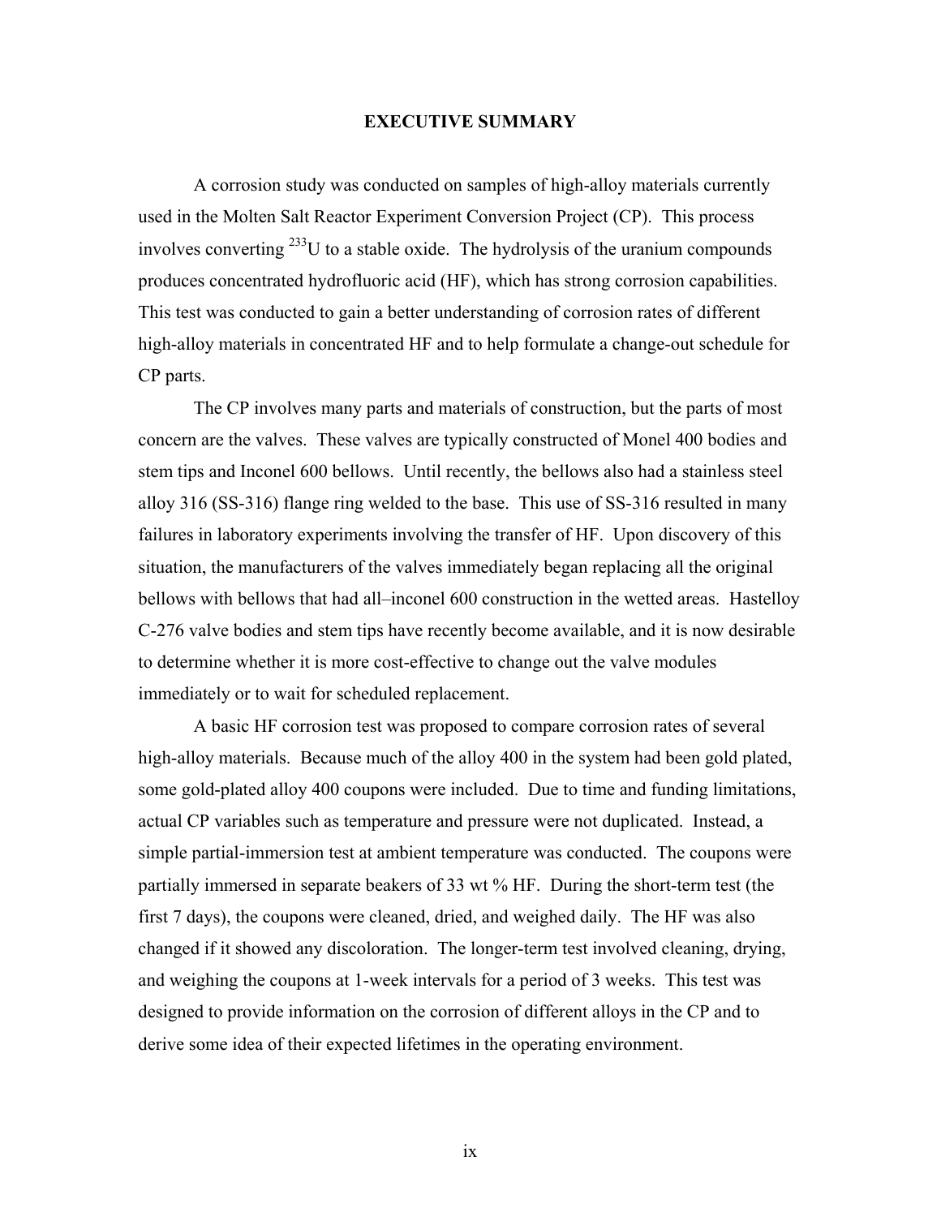## EXECUTIVE SUMMARY

A corrosion study was conducted on samples of high-alloy materials currently used in the Molten Salt Reactor Experiment Conversion Project (CP). This process involves converting $^{233}U$ to a stable oxide. The hydrolysis of the uranium compounds produces concentrated hydrofluoric acid (HF), which has strong corrosion capabilities. This test was conducted to gain a better understanding of corrosion rates of different high-alloy materials in concentrated HF and to help formulate a change-out schedule for CP parts.

The CP involves many parts and materials of construction, but the parts of most concern are the valves. These valves are typically constructed of Monel 400 bodies and stem tips and Inconel 600 bellows. Until recently, the bellows also had a stainless steel alloy 316 (SS-316) flange ring welded to the base. This use of SS-316 resulted in many failures in laboratory experiments involving the transfer of HF. Upon discovery of this situation, the manufacturers of the valves immediately began replacing all the original bellows with bellows that had all–inconel 600 construction in the wetted areas. Hastelloy C-276 valve bodies and stem tips have recently become available, and it is now desirable to determine whether it is more cost-effective to change out the valve modules immediately or to wait for scheduled replacement.

A basic HF corrosion test was proposed to compare corrosion rates of several high-alloy materials. Because much of the alloy 400 in the system had been gold plated, some gold-plated alloy 400 coupons were included. Due to time and funding limitations, actual CP variables such as temperature and pressure were not duplicated. Instead, a simple partial-immersion test at ambient temperature was conducted. The coupons were partially immersed in separate beakers of 33 wt % HF. During the short-term test (the first 7 days), the coupons were cleaned, dried, and weighed daily. The HF was also changed if it showed any discoloration. The longer-term test involved cleaning, drying, and weighing the coupons at 1-week intervals for a period of 3 weeks. This test was designed to provide information on the corrosion of different alloys in the CP and to derive some idea of their expected lifetimes in the operating environment.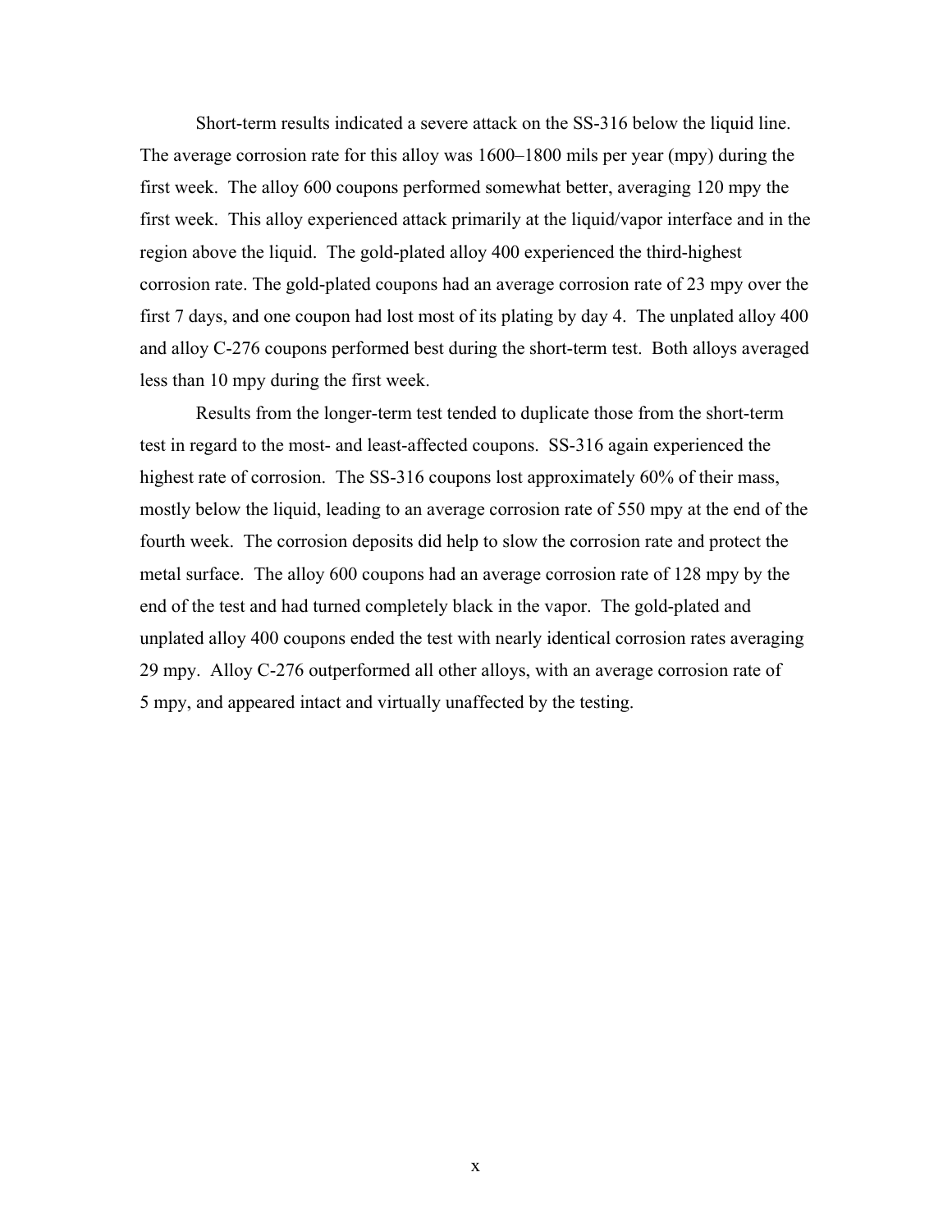Short-term results indicated a severe attack on the SS-316 below the liquid line. The average corrosion rate for this alloy was 1600–1800 mils per year (mpy) during the first week. The alloy 600 coupons performed somewhat better, averaging 120 mpy the first week. This alloy experienced attack primarily at the liquid/vapor interface and in the region above the liquid. The gold-plated alloy 400 experienced the third-highest corrosion rate. The gold-plated coupons had an average corrosion rate of 23 mpy over the first 7 days, and one coupon had lost most of its plating by day 4. The unplated alloy 400 and alloy C-276 coupons performed best during the short-term test. Both alloys averaged less than 10 mpy during the first week.

Results from the longer-term test tended to duplicate those from the short-term test in regard to the most- and least-affected coupons. SS-316 again experienced the highest rate of corrosion. The SS-316 coupons lost approximately 60% of their mass, mostly below the liquid, leading to an average corrosion rate of 550 mpy at the end of the fourth week. The corrosion deposits did help to slow the corrosion rate and protect the metal surface. The alloy 600 coupons had an average corrosion rate of 128 mpy by the end of the test and had turned completely black in the vapor. The gold-plated and unplated alloy 400 coupons ended the test with nearly identical corrosion rates averaging 29 mpy. Alloy C-276 outperformed all other alloys, with an average corrosion rate of 5 mpy, and appeared intact and virtually unaffected by the testing.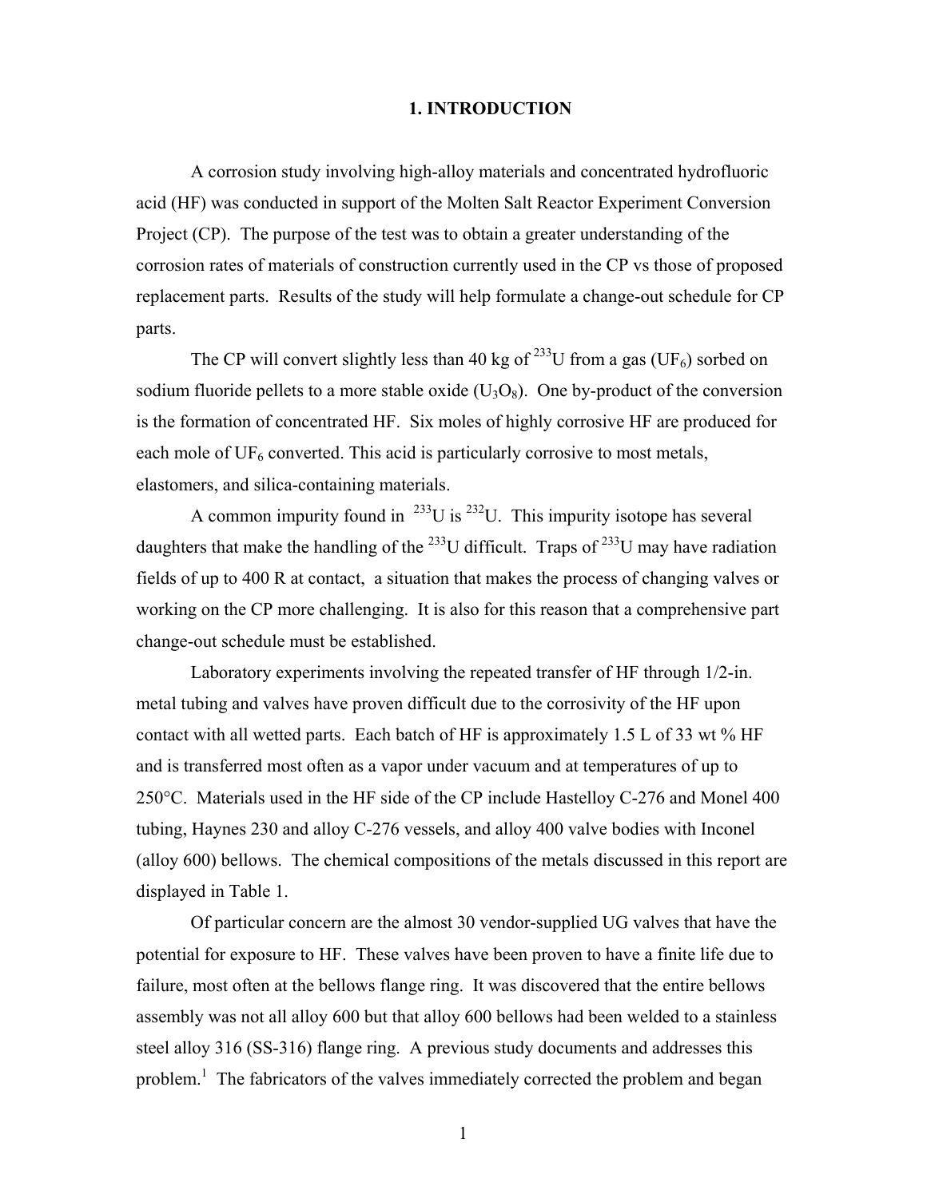# 1. INTRODUCTION

A corrosion study involving high-alloy materials and concentrated hydrofluoric acid (HF) was conducted in support of the Molten Salt Reactor Experiment Conversion Project (CP). The purpose of the test was to obtain a greater understanding of the corrosion rates of materials of construction currently used in the CP vs those of proposed replacement parts. Results of the study will help formulate a change-out schedule for CP parts.

The CP will convert slightly less than 40 kg of $^{233}U$ from a gas ($UF_6$) sorbed on sodium fluoride pellets to a more stable oxide ($U_3O_8$). One by-product of the conversion is the formation of concentrated HF. Six moles of highly corrosive HF are produced for each mole of $UF_6$ converted. This acid is particularly corrosive to most metals, elastomers, and silica-containing materials.

A common impurity found in $^{233}U$ is $^{232}U$. This impurity isotope has several daughters that make the handling of the $^{233}U$ difficult. Traps of $^{233}U$ may have radiation fields of up to 400 R at contact, a situation that makes the process of changing valves or working on the CP more challenging. It is also for this reason that a comprehensive part change-out schedule must be established.

Laboratory experiments involving the repeated transfer of HF through 1/2-in. metal tubing and valves have proven difficult due to the corrosivity of the HF upon contact with all wetted parts. Each batch of HF is approximately 1.5 L of 33 wt % HF and is transferred most often as a vapor under vacuum and at temperatures of up to 250°C. Materials used in the HF side of the CP include Hastelloy C-276 and Monel 400 tubing, Haynes 230 and alloy C-276 vessels, and alloy 400 valve bodies with Inconel (alloy 600) bellows. The chemical compositions of the metals discussed in this report are displayed in Table 1.

Of particular concern are the almost 30 vendor-supplied UG valves that have the potential for exposure to HF. These valves have been proven to have a finite life due to failure, most often at the bellows flange ring. It was discovered that the entire bellows assembly was not all alloy 600 but that alloy 600 bellows had been welded to a stainless steel alloy 316 (SS-316) flange ring. A previous study documents and addresses this problem.[1] The fabricators of the valves immediately corrected the problem and began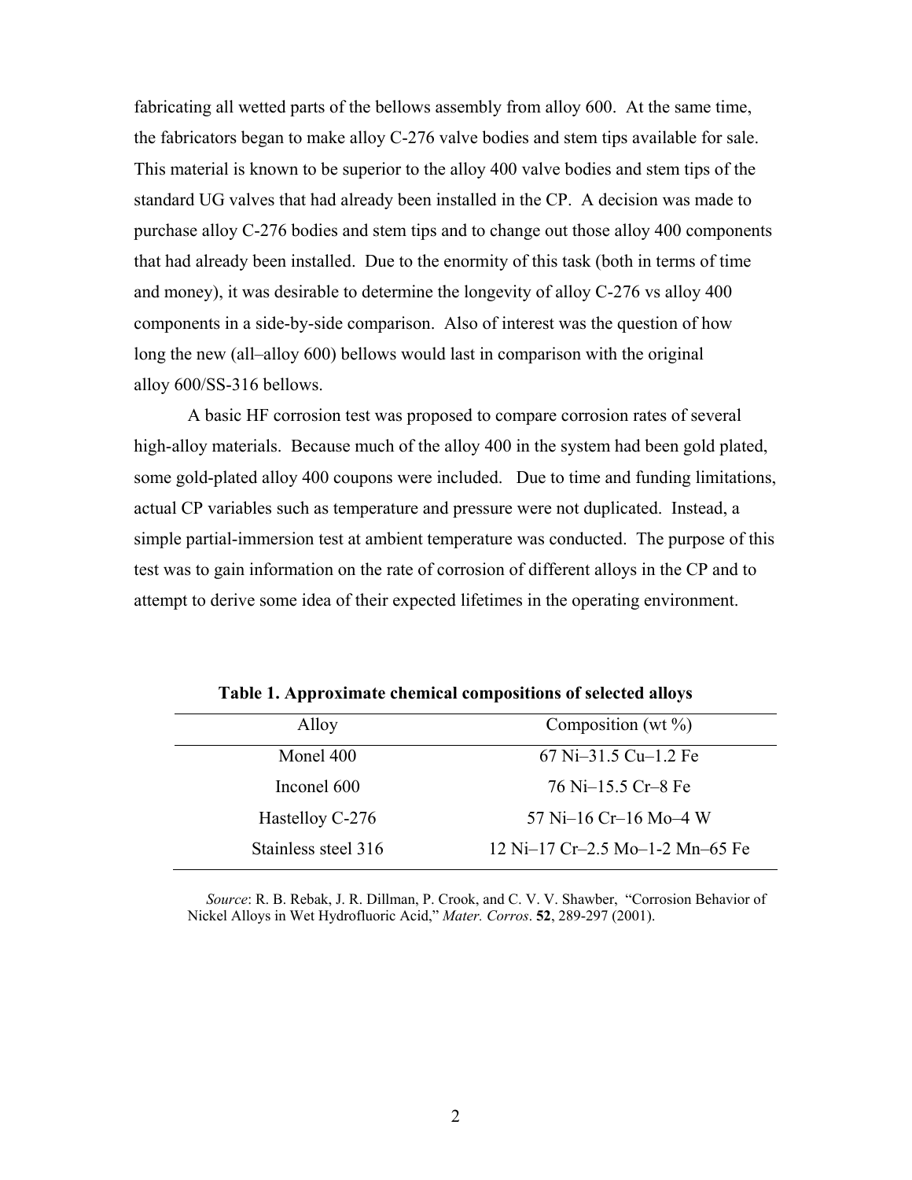fabricating all wetted parts of the bellows assembly from alloy 600. At the same time, the fabricators began to make alloy C-276 valve bodies and stem tips available for sale. This material is known to be superior to the alloy 400 valve bodies and stem tips of the standard UG valves that had already been installed in the CP. A decision was made to purchase alloy C-276 bodies and stem tips and to change out those alloy 400 components that had already been installed. Due to the enormity of this task (both in terms of time and money), it was desirable to determine the longevity of alloy C-276 vs alloy 400 components in a side-by-side comparison. Also of interest was the question of how long the new (all–alloy 600) bellows would last in comparison with the original alloy 600/SS-316 bellows.

A basic HF corrosion test was proposed to compare corrosion rates of several high-alloy materials. Because much of the alloy 400 in the system had been gold plated, some gold-plated alloy 400 coupons were included. Due to time and funding limitations, actual CP variables such as temperature and pressure were not duplicated. Instead, a simple partial-immersion test at ambient temperature was conducted. The purpose of this test was to gain information on the rate of corrosion of different alloys in the CP and to attempt to derive some idea of their expected lifetimes in the operating environment.

**Table 1. Approximate chemical compositions of selected alloys**

| Alloy | Composition (wt %) |
|---|---|
| Monel 400 | 67 Ni–31.5 Cu–1.2 Fe |
| Inconel 600 | 76 Ni–15.5 Cr–8 Fe |
| Hastelloy C-276 | 57 Ni–16 Cr–16 Mo–4 W |
| Stainless steel 316 | 12 Ni–17 Cr–2.5 Mo–1-2 Mn–65 Fe |

*Source*: R. B. Rebak, J. R. Dillman, P. Crook, and C. V. V. Shawber, "Corrosion Behavior of Nickel Alloys in Wet Hydrofluoric Acid," *Mater. Corros*. **52**, 289-297 (2001).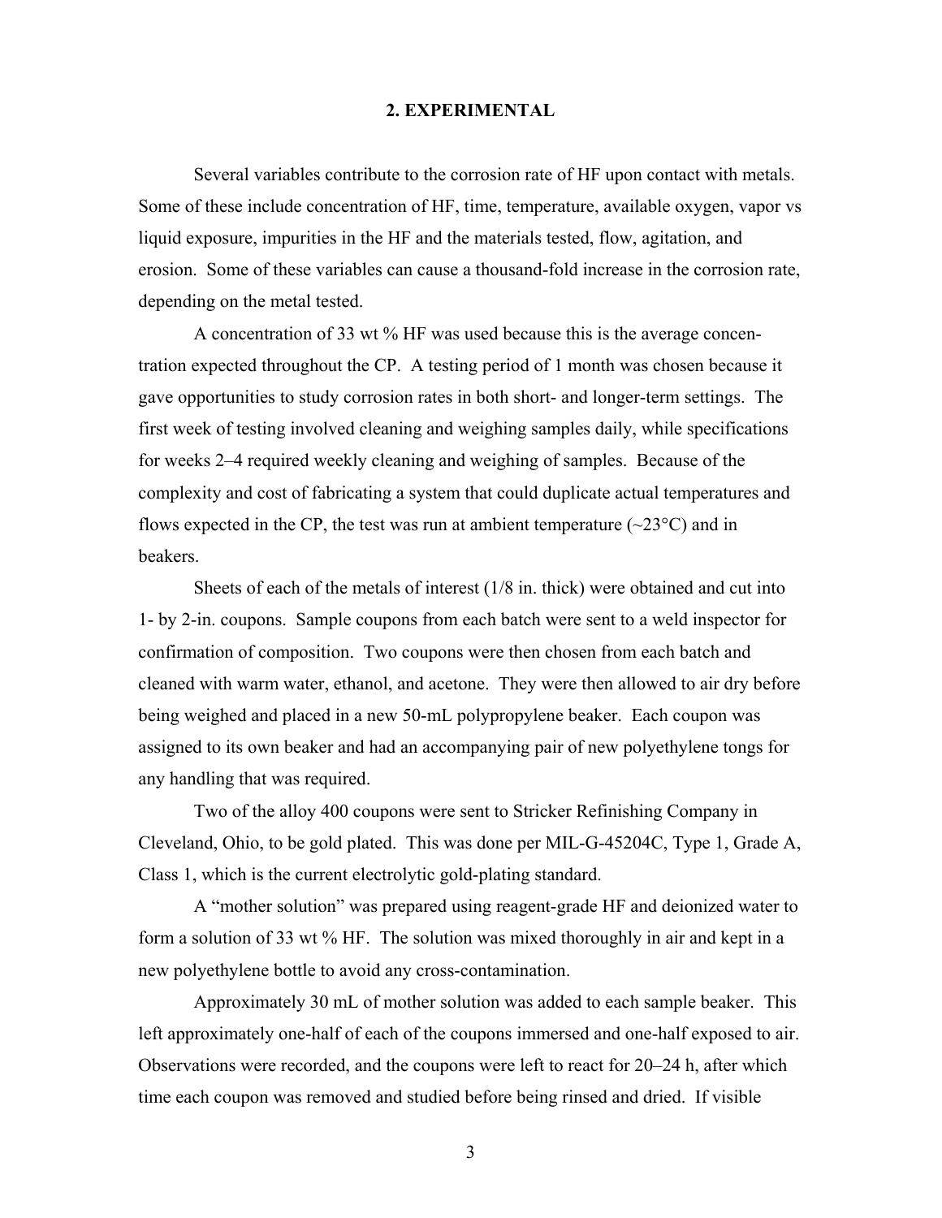## 2. EXPERIMENTAL

Several variables contribute to the corrosion rate of HF upon contact with metals. Some of these include concentration of HF, time, temperature, available oxygen, vapor vs liquid exposure, impurities in the HF and the materials tested, flow, agitation, and erosion. Some of these variables can cause a thousand-fold increase in the corrosion rate, depending on the metal tested.

A concentration of 33 wt % HF was used because this is the average concentration expected throughout the CP. A testing period of 1 month was chosen because it gave opportunities to study corrosion rates in both short- and longer-term settings. The first week of testing involved cleaning and weighing samples daily, while specifications for weeks 2–4 required weekly cleaning and weighing of samples. Because of the complexity and cost of fabricating a system that could duplicate actual temperatures and flows expected in the CP, the test was run at ambient temperature (~23°C) and in beakers.

Sheets of each of the metals of interest (1/8 in. thick) were obtained and cut into 1- by 2-in. coupons. Sample coupons from each batch were sent to a weld inspector for confirmation of composition. Two coupons were then chosen from each batch and cleaned with warm water, ethanol, and acetone. They were then allowed to air dry before being weighed and placed in a new 50-mL polypropylene beaker. Each coupon was assigned to its own beaker and had an accompanying pair of new polyethylene tongs for any handling that was required.

Two of the alloy 400 coupons were sent to Stricker Refinishing Company in Cleveland, Ohio, to be gold plated. This was done per MIL-G-45204C, Type 1, Grade A, Class 1, which is the current electrolytic gold-plating standard.

A "mother solution" was prepared using reagent-grade HF and deionized water to form a solution of 33 wt % HF. The solution was mixed thoroughly in air and kept in a new polyethylene bottle to avoid any cross-contamination.

Approximately 30 mL of mother solution was added to each sample beaker. This left approximately one-half of each of the coupons immersed and one-half exposed to air. Observations were recorded, and the coupons were left to react for 20–24 h, after which time each coupon was removed and studied before being rinsed and dried. If visible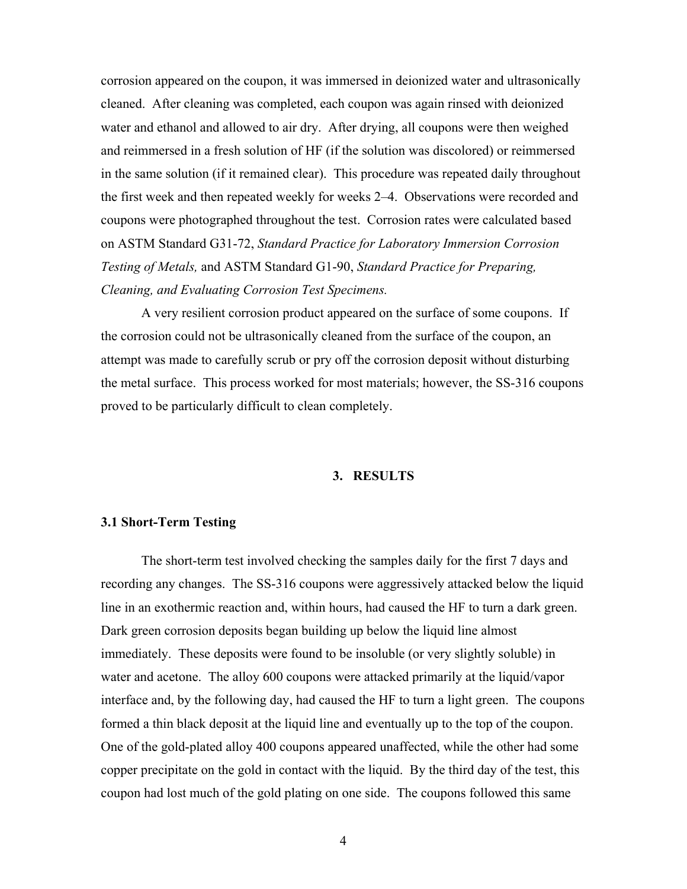corrosion appeared on the coupon, it was immersed in deionized water and ultrasonically cleaned. After cleaning was completed, each coupon was again rinsed with deionized water and ethanol and allowed to air dry. After drying, all coupons were then weighed and reimmersed in a fresh solution of HF (if the solution was discolored) or reimmersed in the same solution (if it remained clear). This procedure was repeated daily throughout the first week and then repeated weekly for weeks 2–4. Observations were recorded and coupons were photographed throughout the test. Corrosion rates were calculated based on ASTM Standard G31-72, *Standard Practice for Laboratory Immersion Corrosion Testing of Metals,* and ASTM Standard G1-90, *Standard Practice for Preparing, Cleaning, and Evaluating Corrosion Test Specimens.*

A very resilient corrosion product appeared on the surface of some coupons. If the corrosion could not be ultrasonically cleaned from the surface of the coupon, an attempt was made to carefully scrub or pry off the corrosion deposit without disturbing the metal surface. This process worked for most materials; however, the SS-316 coupons proved to be particularly difficult to clean completely.

# 3. RESULTS

## 3.1 Short-Term Testing

The short-term test involved checking the samples daily for the first 7 days and recording any changes. The SS-316 coupons were aggressively attacked below the liquid line in an exothermic reaction and, within hours, had caused the HF to turn a dark green. Dark green corrosion deposits began building up below the liquid line almost immediately. These deposits were found to be insoluble (or very slightly soluble) in water and acetone. The alloy 600 coupons were attacked primarily at the liquid/vapor interface and, by the following day, had caused the HF to turn a light green. The coupons formed a thin black deposit at the liquid line and eventually up to the top of the coupon. One of the gold-plated alloy 400 coupons appeared unaffected, while the other had some copper precipitate on the gold in contact with the liquid. By the third day of the test, this coupon had lost much of the gold plating on one side. The coupons followed this same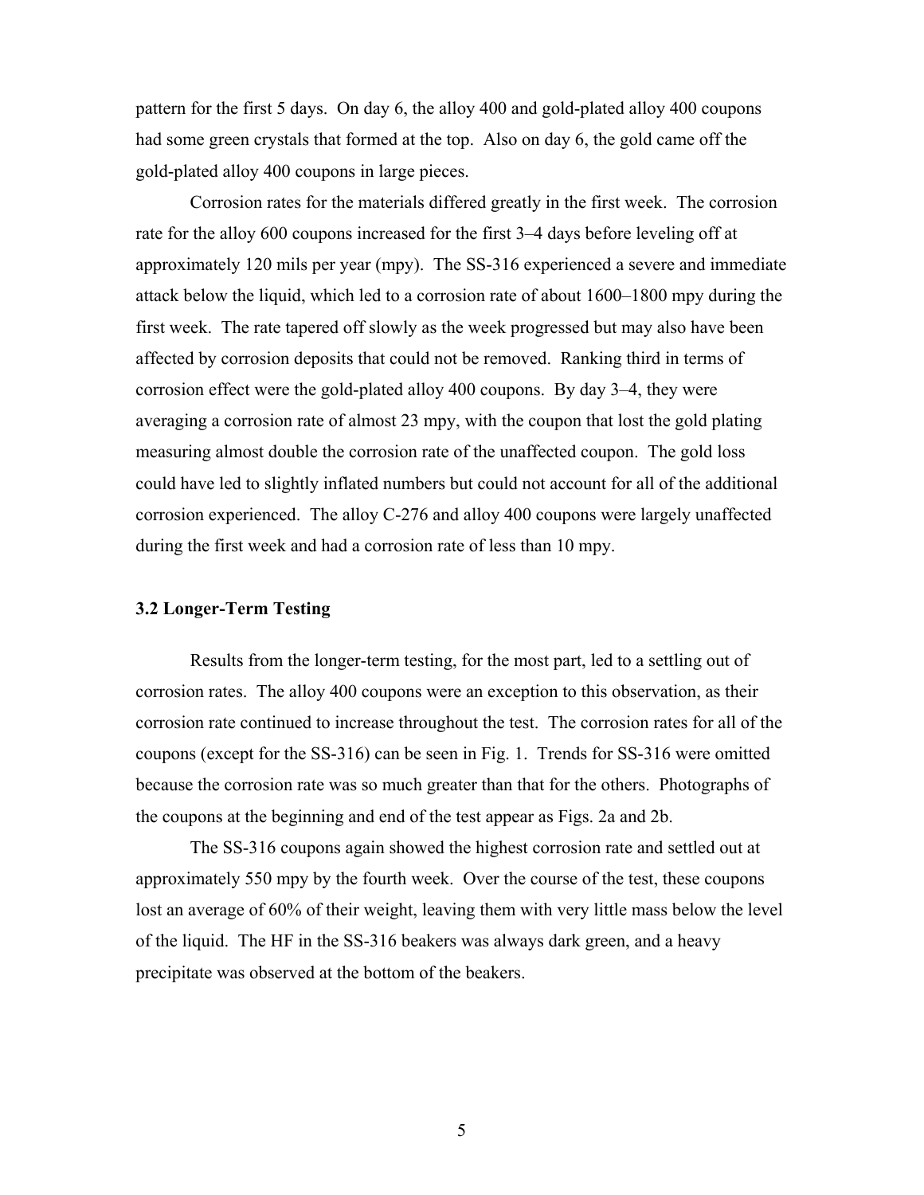pattern for the first 5 days. On day 6, the alloy 400 and gold-plated alloy 400 coupons had some green crystals that formed at the top. Also on day 6, the gold came off the gold-plated alloy 400 coupons in large pieces.

Corrosion rates for the materials differed greatly in the first week. The corrosion rate for the alloy 600 coupons increased for the first 3–4 days before leveling off at approximately 120 mils per year (mpy). The SS-316 experienced a severe and immediate attack below the liquid, which led to a corrosion rate of about 1600–1800 mpy during the first week. The rate tapered off slowly as the week progressed but may also have been affected by corrosion deposits that could not be removed. Ranking third in terms of corrosion effect were the gold-plated alloy 400 coupons. By day 3–4, they were averaging a corrosion rate of almost 23 mpy, with the coupon that lost the gold plating measuring almost double the corrosion rate of the unaffected coupon. The gold loss could have led to slightly inflated numbers but could not account for all of the additional corrosion experienced. The alloy C-276 and alloy 400 coupons were largely unaffected during the first week and had a corrosion rate of less than 10 mpy.

### 3.2 Longer-Term Testing

Results from the longer-term testing, for the most part, led to a settling out of corrosion rates. The alloy 400 coupons were an exception to this observation, as their corrosion rate continued to increase throughout the test. The corrosion rates for all of the coupons (except for the SS-316) can be seen in Fig. 1. Trends for SS-316 were omitted because the corrosion rate was so much greater than that for the others. Photographs of the coupons at the beginning and end of the test appear as Figs. 2a and 2b.

The SS-316 coupons again showed the highest corrosion rate and settled out at approximately 550 mpy by the fourth week. Over the course of the test, these coupons lost an average of 60% of their weight, leaving them with very little mass below the level of the liquid. The HF in the SS-316 beakers was always dark green, and a heavy precipitate was observed at the bottom of the beakers.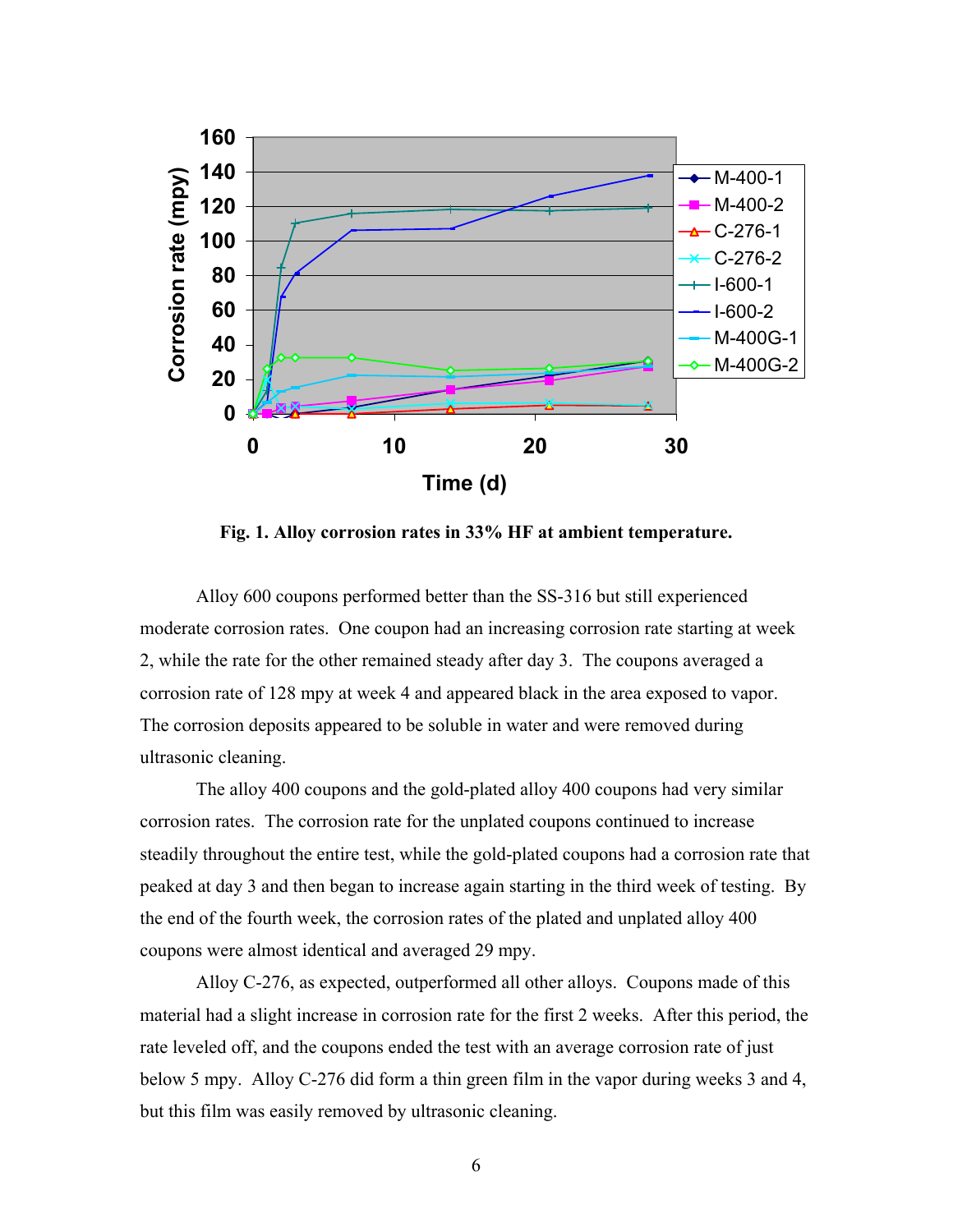**Fig. 1. Alloy corrosion rates in 33% HF at ambient temperature.**

Alloy 600 coupons performed better than the SS-316 but still experienced moderate corrosion rates. One coupon had an increasing corrosion rate starting at week 2, while the rate for the other remained steady after day 3. The coupons averaged a corrosion rate of 128 mpy at week 4 and appeared black in the area exposed to vapor. The corrosion deposits appeared to be soluble in water and were removed during ultrasonic cleaning.

The alloy 400 coupons and the gold-plated alloy 400 coupons had very similar corrosion rates. The corrosion rate for the unplated coupons continued to increase steadily throughout the entire test, while the gold-plated coupons had a corrosion rate that peaked at day 3 and then began to increase again starting in the third week of testing. By the end of the fourth week, the corrosion rates of the plated and unplated alloy 400 coupons were almost identical and averaged 29 mpy.

Alloy C-276, as expected, outperformed all other alloys. Coupons made of this material had a slight increase in corrosion rate for the first 2 weeks. After this period, the rate leveled off, and the coupons ended the test with an average corrosion rate of just below 5 mpy. Alloy C-276 did form a thin green film in the vapor during weeks 3 and 4, but this film was easily removed by ultrasonic cleaning.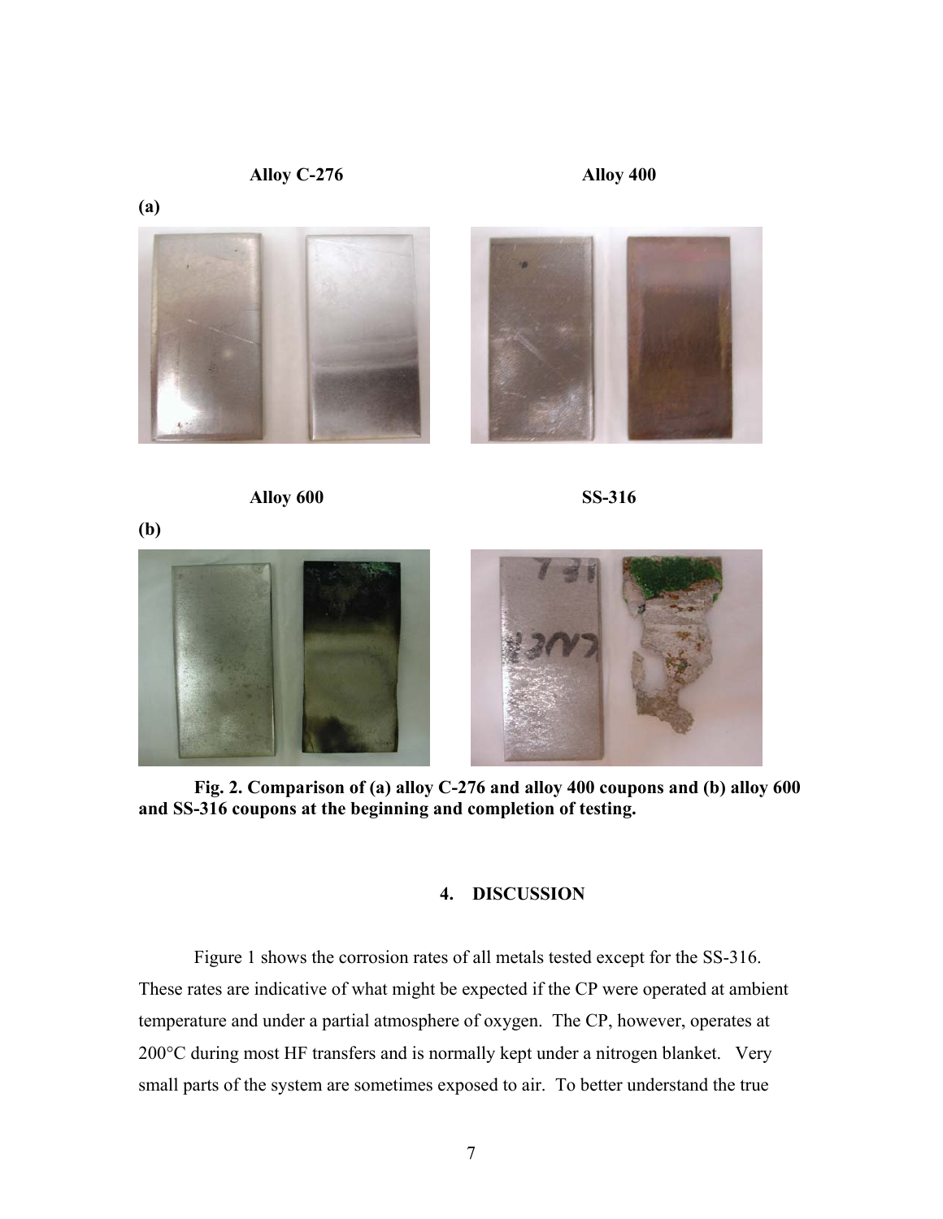Alloy C-276 Alloy 400

(a)

Alloy 600 SS-316

(b)

**Fig. 2. Comparison of (a) alloy C-276 and alloy 400 coupons and (b) alloy 600 and SS-316 coupons at the beginning and completion of testing.**

## 4. DISCUSSION

Figure 1 shows the corrosion rates of all metals tested except for the SS-316. These rates are indicative of what might be expected if the CP were operated at ambient temperature and under a partial atmosphere of oxygen. The CP, however, operates at 200°C during most HF transfers and is normally kept under a nitrogen blanket. Very small parts of the system are sometimes exposed to air. To better understand the true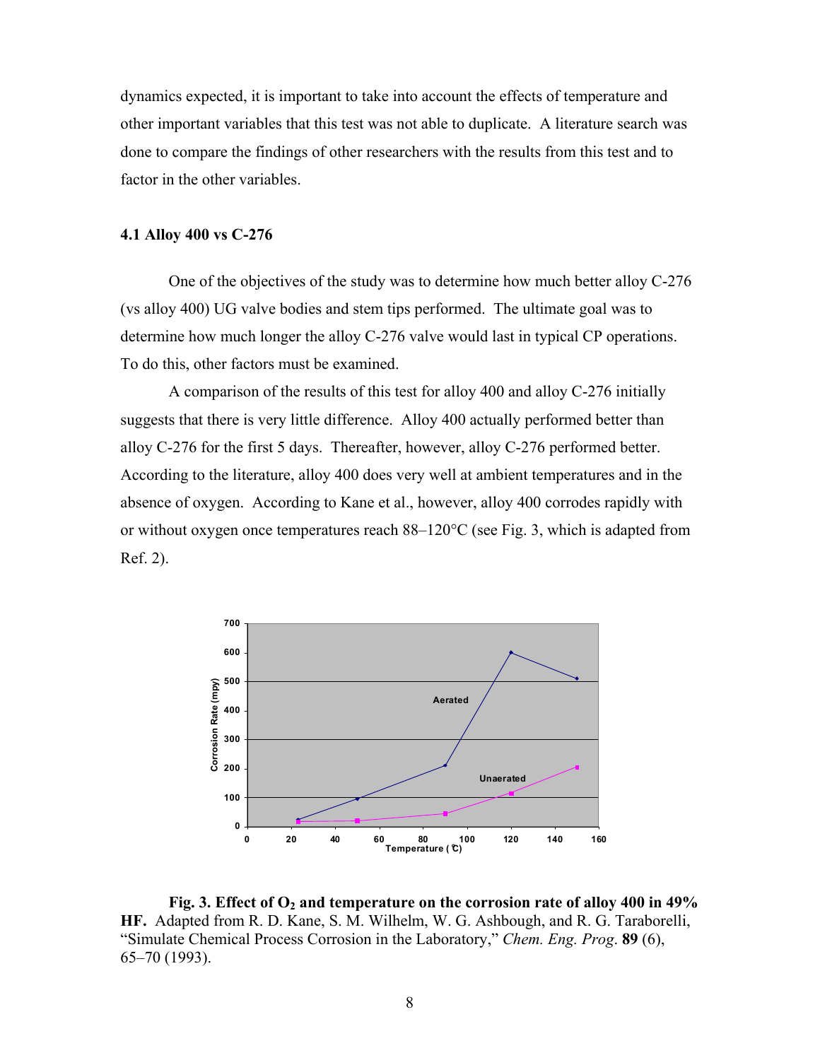dynamics expected, it is important to take into account the effects of temperature and other important variables that this test was not able to duplicate. A literature search was done to compare the findings of other researchers with the results from this test and to factor in the other variables.

### 4.1 Alloy 400 vs C-276

One of the objectives of the study was to determine how much better alloy C-276 (vs alloy 400) UG valve bodies and stem tips performed. The ultimate goal was to determine how much longer the alloy C-276 valve would last in typical CP operations. To do this, other factors must be examined.

A comparison of the results of this test for alloy 400 and alloy C-276 initially suggests that there is very little difference. Alloy 400 actually performed better than alloy C-276 for the first 5 days. Thereafter, however, alloy C-276 performed better. According to the literature, alloy 400 does very well at ambient temperatures and in the absence of oxygen. According to Kane et al., however, alloy 400 corrodes rapidly with or without oxygen once temperatures reach 88–120°C (see Fig. 3, which is adapted from Ref. 2).

**Fig. 3. Effect of $O_2$ and temperature on the corrosion rate of alloy 400 in 49% HF.** Adapted from R. D. Kane, S. M. Wilhelm, W. G. Ashbough, and R. G. Taraborelli, "Simulate Chemical Process Corrosion in the Laboratory," *Chem. Eng. Prog*. **89** (6), 65–70 (1993).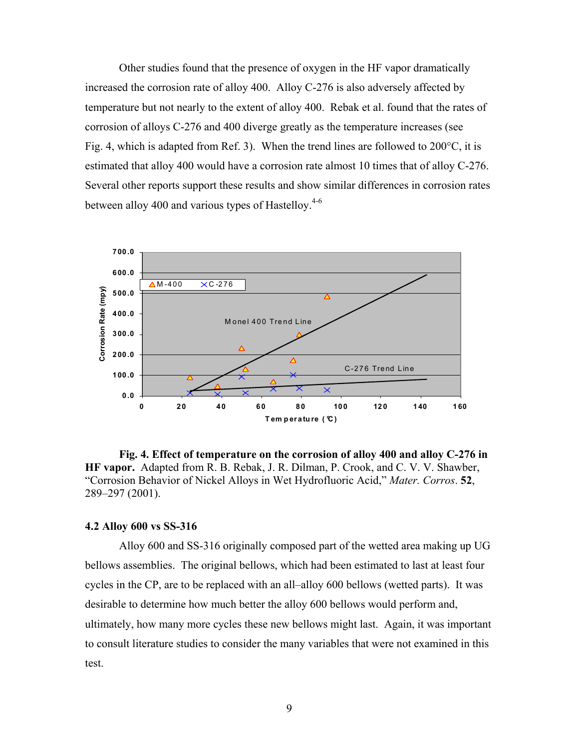Other studies found that the presence of oxygen in the HF vapor dramatically increased the corrosion rate of alloy 400. Alloy C-276 is also adversely affected by temperature but not nearly to the extent of alloy 400. Rebak et al. found that the rates of corrosion of alloys C-276 and 400 diverge greatly as the temperature increases (see Fig. 4, which is adapted from Ref. 3). When the trend lines are followed to 200°C, it is estimated that alloy 400 would have a corrosion rate almost 10 times that of alloy C-276. Several other reports support these results and show similar differences in corrosion rates between alloy 400 and various types of Hastelloy.[4-6]

**Fig. 4. Effect of temperature on the corrosion of alloy 400 and alloy C-276 in HF vapor.** Adapted from R. B. Rebak, J. R. Dilman, P. Crook, and C. V. V. Shawber, "Corrosion Behavior of Nickel Alloys in Wet Hydrofluoric Acid," *Mater. Corros*. **52**, 289–297 (2001).

### 4.2 Alloy 600 vs SS-316

Alloy 600 and SS-316 originally composed part of the wetted area making up UG bellows assemblies. The original bellows, which had been estimated to last at least four cycles in the CP, are to be replaced with an all–alloy 600 bellows (wetted parts). It was desirable to determine how much better the alloy 600 bellows would perform and, ultimately, how many more cycles these new bellows might last. Again, it was important to consult literature studies to consider the many variables that were not examined in this test.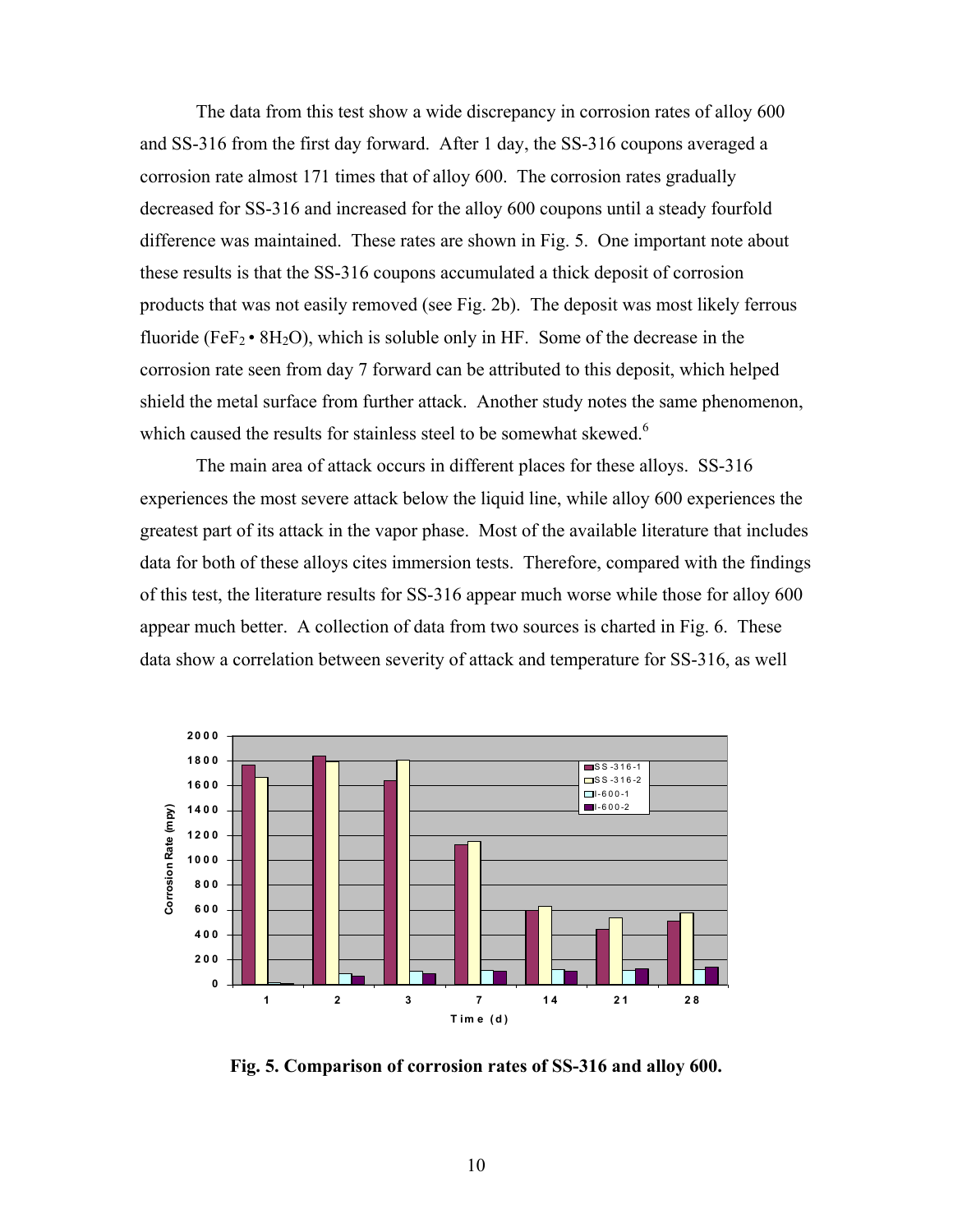The data from this test show a wide discrepancy in corrosion rates of alloy 600 and SS-316 from the first day forward. After 1 day, the SS-316 coupons averaged a corrosion rate almost 171 times that of alloy 600. The corrosion rates gradually decreased for SS-316 and increased for the alloy 600 coupons until a steady fourfold difference was maintained. These rates are shown in Fig. 5. One important note about these results is that the SS-316 coupons accumulated a thick deposit of corrosion products that was not easily removed (see Fig. 2b). The deposit was most likely ferrous fluoride ($FeF_2 \cdot 8H_2O$), which is soluble only in HF. Some of the decrease in the corrosion rate seen from day 7 forward can be attributed to this deposit, which helped shield the metal surface from further attack. Another study notes the same phenomenon, which caused the results for stainless steel to be somewhat skewed.[6]

The main area of attack occurs in different places for these alloys. SS-316 experiences the most severe attack below the liquid line, while alloy 600 experiences the greatest part of its attack in the vapor phase. Most of the available literature that includes data for both of these alloys cites immersion tests. Therefore, compared with the findings of this test, the literature results for SS-316 appear much worse while those for alloy 600 appear much better. A collection of data from two sources is charted in Fig. 6. These data show a correlation between severity of attack and temperature for SS-316, as well

**Fig. 5. Comparison of corrosion rates of SS-316 and alloy 600.**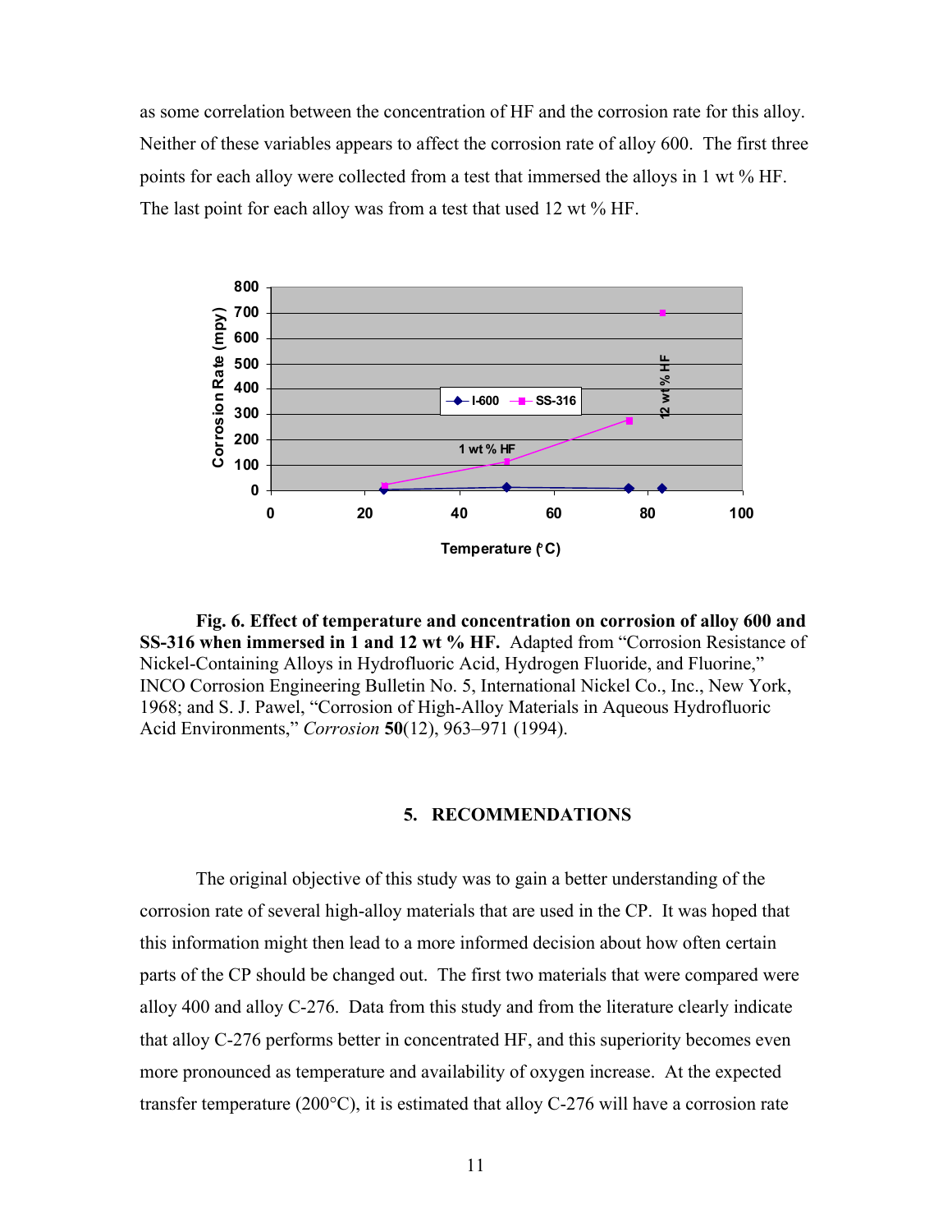as some correlation between the concentration of HF and the corrosion rate for this alloy. Neither of these variables appears to affect the corrosion rate of alloy 600. The first three points for each alloy were collected from a test that immersed the alloys in 1 wt % HF. The last point for each alloy was from a test that used 12 wt % HF.

**Fig. 6. Effect of temperature and concentration on corrosion of alloy 600 and SS-316 when immersed in 1 and 12 wt % HF.** Adapted from "Corrosion Resistance of Nickel-Containing Alloys in Hydrofluoric Acid, Hydrogen Fluoride, and Fluorine," INCO Corrosion Engineering Bulletin No. 5, International Nickel Co., Inc., New York, 1968; and S. J. Pawel, "Corrosion of High-Alloy Materials in Aqueous Hydrofluoric Acid Environments," *Corrosion* **50**(12), 963–971 (1994).

## 5. RECOMMENDATIONS

The original objective of this study was to gain a better understanding of the corrosion rate of several high-alloy materials that are used in the CP. It was hoped that this information might then lead to a more informed decision about how often certain parts of the CP should be changed out. The first two materials that were compared were alloy 400 and alloy C-276. Data from this study and from the literature clearly indicate that alloy C-276 performs better in concentrated HF, and this superiority becomes even more pronounced as temperature and availability of oxygen increase. At the expected transfer temperature (200°C), it is estimated that alloy C-276 will have a corrosion rate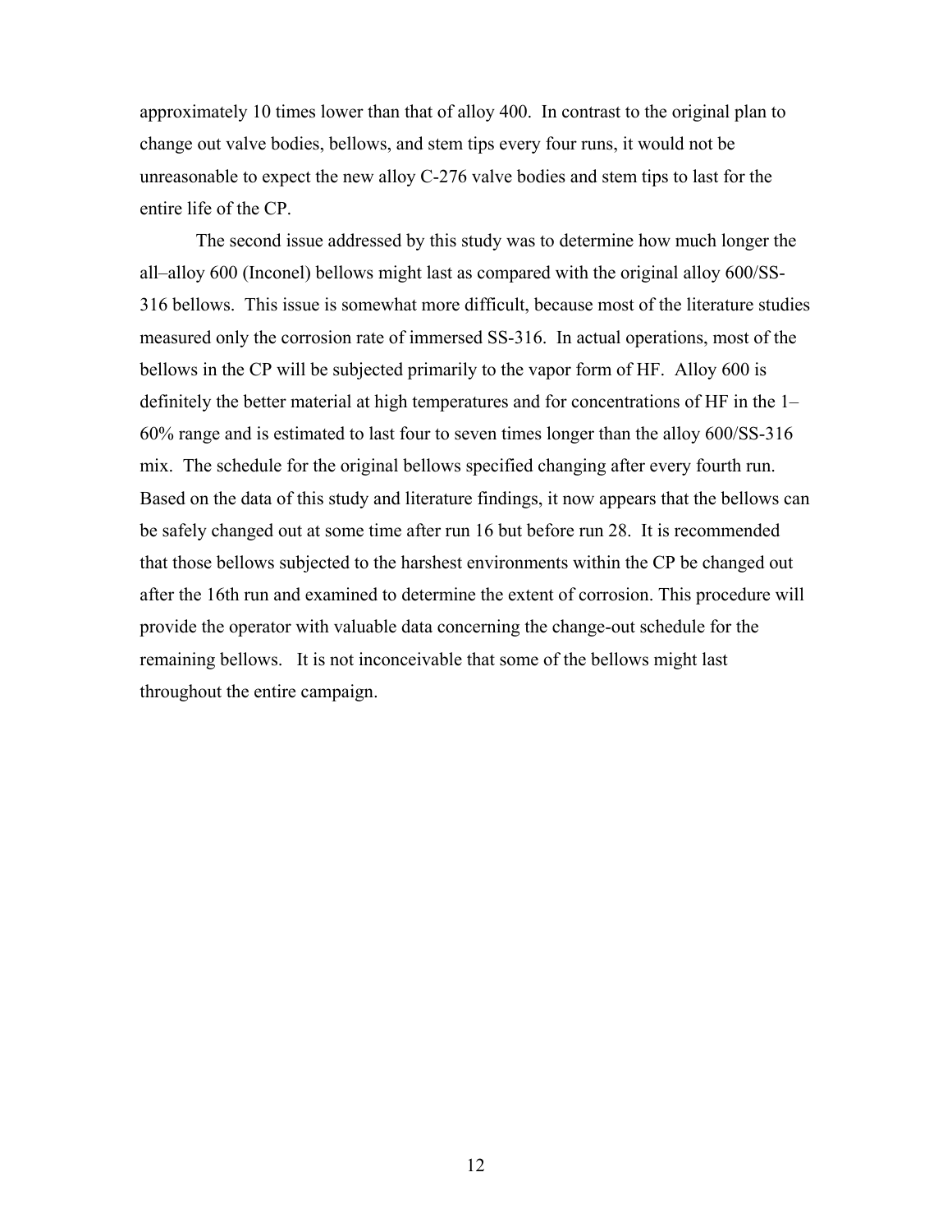approximately 10 times lower than that of alloy 400. In contrast to the original plan to change out valve bodies, bellows, and stem tips every four runs, it would not be unreasonable to expect the new alloy C-276 valve bodies and stem tips to last for the entire life of the CP.

The second issue addressed by this study was to determine how much longer the all–alloy 600 (Inconel) bellows might last as compared with the original alloy 600/SS-316 bellows. This issue is somewhat more difficult, because most of the literature studies measured only the corrosion rate of immersed SS-316. In actual operations, most of the bellows in the CP will be subjected primarily to the vapor form of HF. Alloy 600 is definitely the better material at high temperatures and for concentrations of HF in the 1–60% range and is estimated to last four to seven times longer than the alloy 600/SS-316 mix. The schedule for the original bellows specified changing after every fourth run. Based on the data of this study and literature findings, it now appears that the bellows can be safely changed out at some time after run 16 but before run 28. It is recommended that those bellows subjected to the harshest environments within the CP be changed out after the 16th run and examined to determine the extent of corrosion. This procedure will provide the operator with valuable data concerning the change-out schedule for the remaining bellows. It is not inconceivable that some of the bellows might last throughout the entire campaign.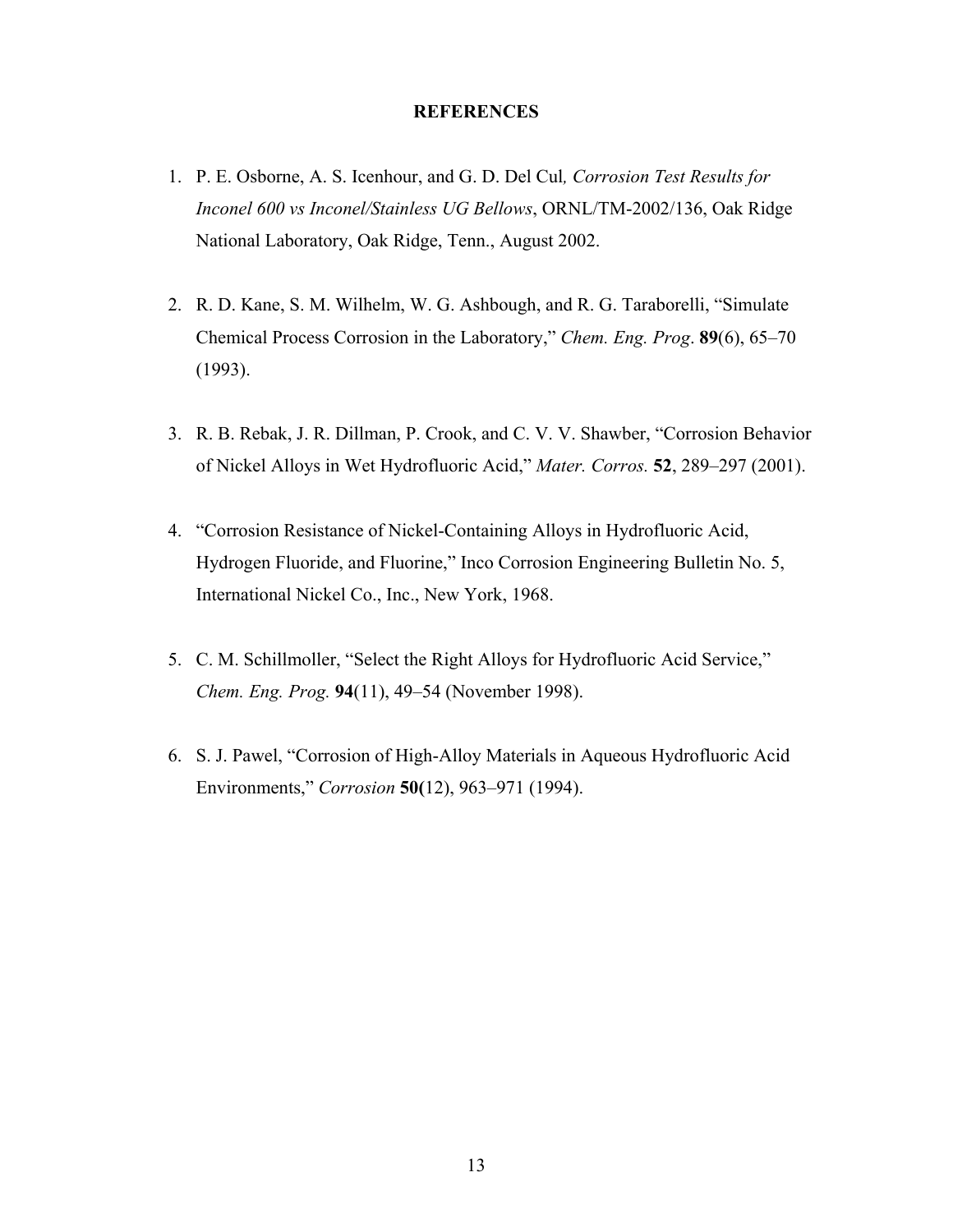# REFERENCES

1. P. E. Osborne, A. S. Icenhour, and G. D. Del Cul*, Corrosion Test Results for Inconel 600 vs Inconel/Stainless UG Bellows*, ORNL/TM-2002/136, Oak Ridge National Laboratory, Oak Ridge, Tenn., August 2002.

2. R. D. Kane, S. M. Wilhelm, W. G. Ashbough, and R. G. Taraborelli, "Simulate Chemical Process Corrosion in the Laboratory," *Chem. Eng. Prog*. **89**(6), 65–70 (1993).

3. R. B. Rebak, J. R. Dillman, P. Crook, and C. V. V. Shawber, "Corrosion Behavior of Nickel Alloys in Wet Hydrofluoric Acid," *Mater. Corros.* **52**, 289–297 (2001).

4. "Corrosion Resistance of Nickel-Containing Alloys in Hydrofluoric Acid, Hydrogen Fluoride, and Fluorine," Inco Corrosion Engineering Bulletin No. 5, International Nickel Co., Inc., New York, 1968.

5. C. M. Schillmoller, "Select the Right Alloys for Hydrofluoric Acid Service," *Chem. Eng. Prog.* **94**(11), 49–54 (November 1998).

6. S. J. Pawel, "Corrosion of High-Alloy Materials in Aqueous Hydrofluoric Acid Environments," *Corrosion* **50(**12), 963–971 (1994).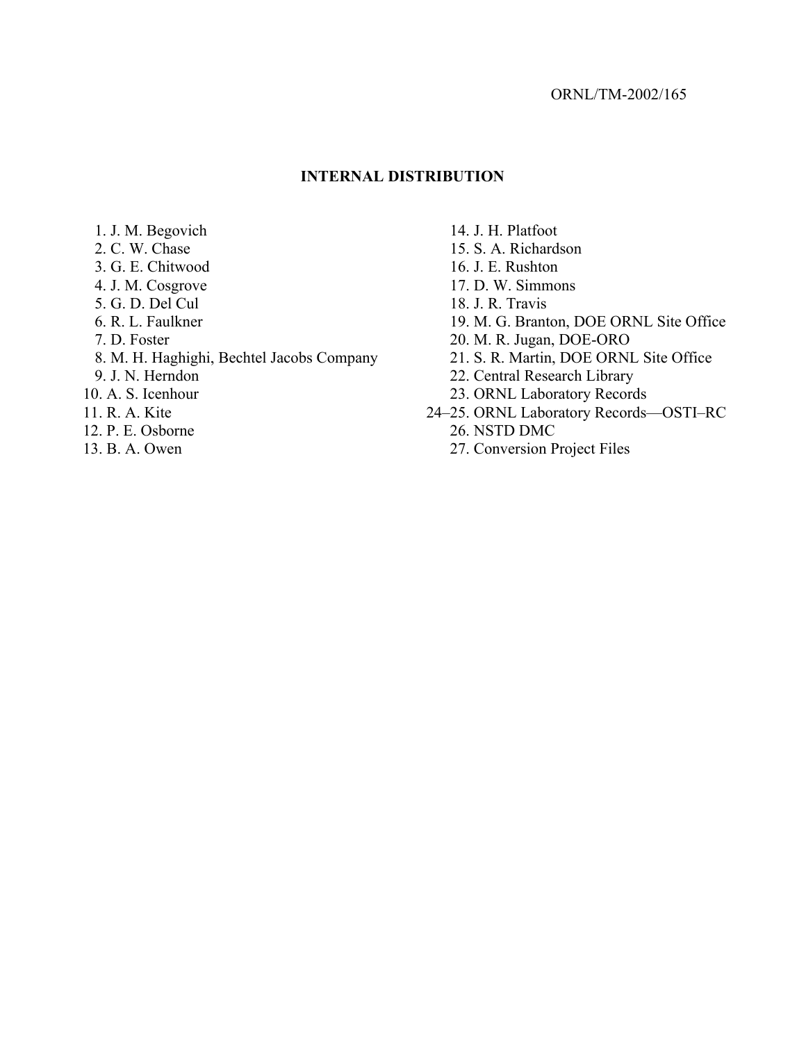ORNL/TM-2002/165

## INTERNAL DISTRIBUTION

1. J. M. Begovich
2. C. W. Chase
3. G. E. Chitwood
4. J. M. Cosgrove
5. G. D. Del Cul
6. R. L. Faulkner
7. D. Foster
8. M. H. Haghighi, Bechtel Jacobs Company
9. J. N. Herndon
10. A. S. Icenhour
11. R. A. Kite
12. P. E. Osborne
13. B. A. Owen
14. J. H. Platfoot
15. S. A. Richardson
16. J. E. Rushton
17. D. W. Simmons
18. J. R. Travis
19. M. G. Branton, DOE ORNL Site Office
20. M. R. Jugan, DOE-ORO
21. S. R. Martin, DOE ORNL Site Office
22. Central Research Library
23. ORNL Laboratory Records

24–25. ORNL Laboratory Records—OSTI–RC

26. NSTD DMC
27. Conversion Project Files